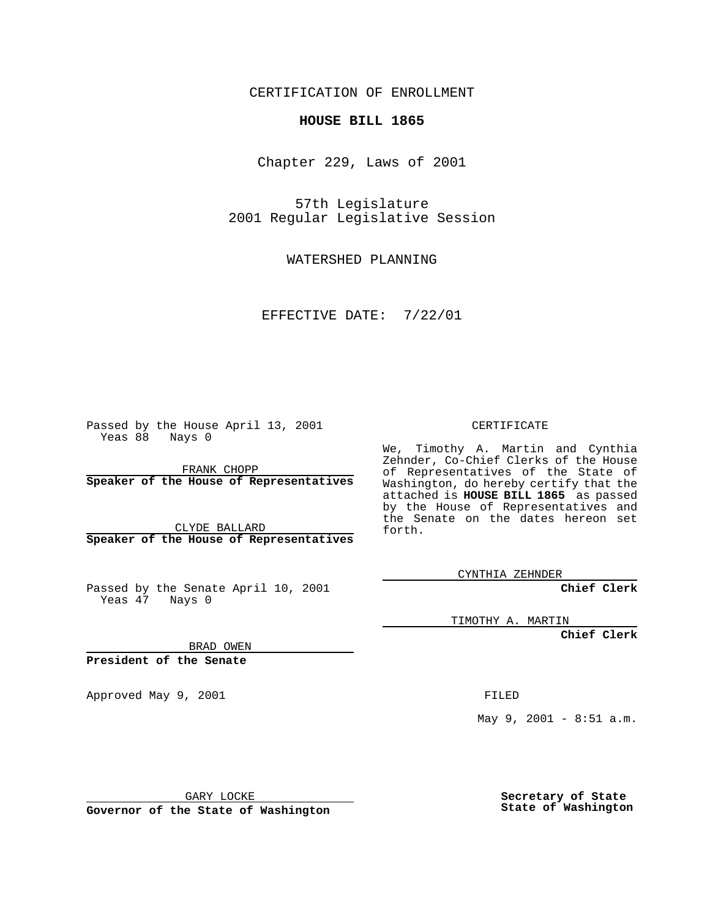CERTIFICATION OF ENROLLMENT

**HOUSE BILL 1865**

Chapter 229, Laws of 2001

57th Legislature
2001 Regular Legislative Session

WATERSHED PLANNING

EFFECTIVE DATE: 7/22/01

Passed by the House April 13, 2001
Yeas 88 Nays 0

FRANK CHOPP
**Speaker of the House of Representatives**

CLYDE BALLARD
**Speaker of the House of Representatives**

Passed by the Senate April 10, 2001
Yeas 47 Nays 0

BRAD OWEN
**President of the Senate**

Approved May 9, 2001

GARY LOCKE
**Governor of the State of Washington**

CERTIFICATE

We, Timothy A. Martin and Cynthia Zehnder, Co-Chief Clerks of the House of Representatives of the State of Washington, do hereby certify that the attached is **HOUSE BILL 1865** as passed by the House of Representatives and the Senate on the dates hereon set forth.

CYNTHIA ZEHNDER
**Chief Clerk**

TIMOTHY A. MARTIN
**Chief Clerk**

FILED

May 9, 2001 - 8:51 a.m.

**Secretary of State**
**State of Washington**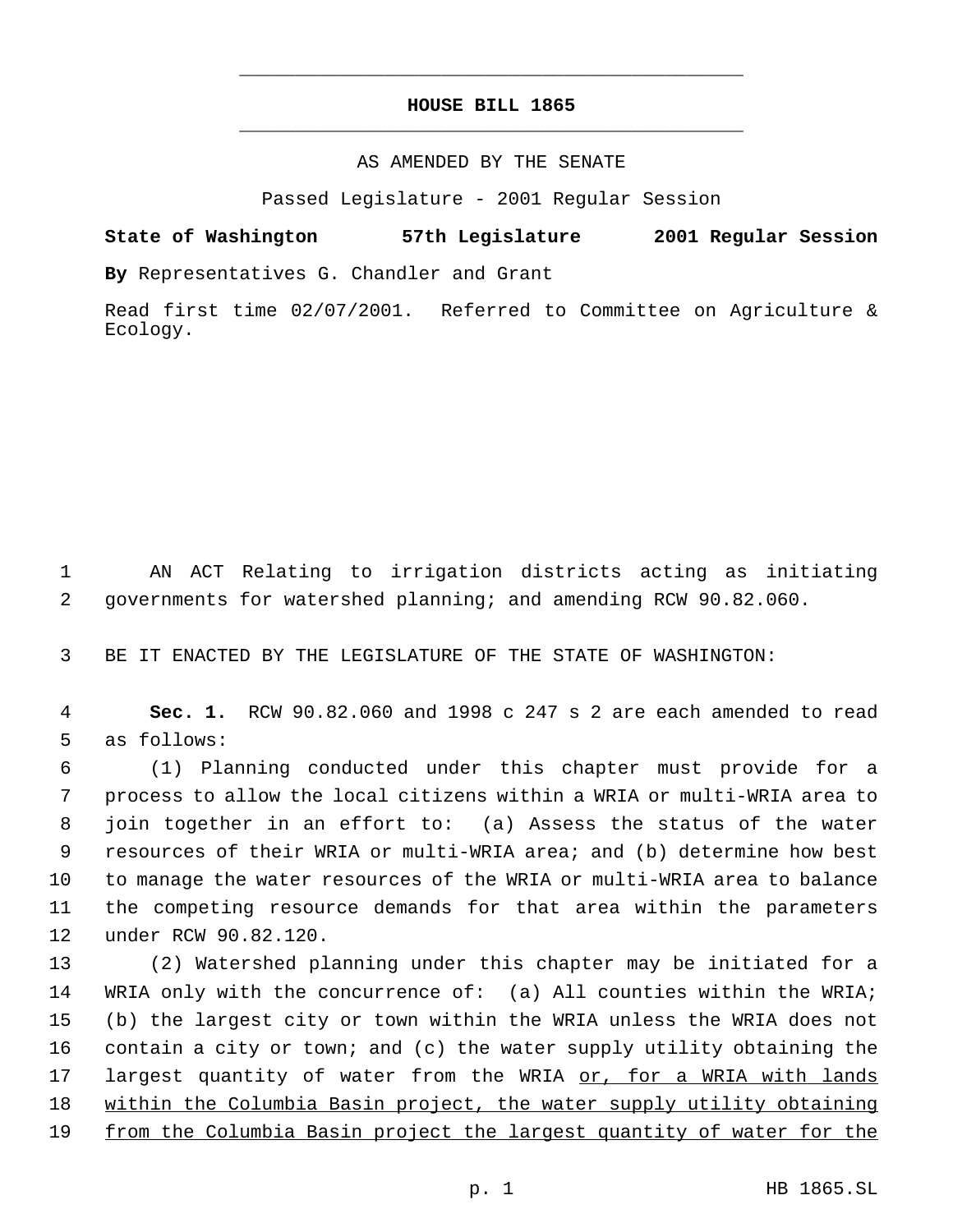# HOUSE BILL 1865

AS AMENDED BY THE SENATE

Passed Legislature - 2001 Regular Session

**State of Washington 57th Legislature 2001 Regular Session**

**By** Representatives G. Chandler and Grant

Read first time 02/07/2001. Referred to Committee on Agriculture & Ecology.

AN ACT Relating to irrigation districts acting as initiating governments for watershed planning; and amending RCW 90.82.060.

BE IT ENACTED BY THE LEGISLATURE OF THE STATE OF WASHINGTON:

**Sec. 1.** RCW 90.82.060 and 1998 c 247 s 2 are each amended to read as follows:

(1) Planning conducted under this chapter must provide for a process to allow the local citizens within a WRIA or multi-WRIA area to join together in an effort to: (a) Assess the status of the water resources of their WRIA or multi-WRIA area; and (b) determine how best to manage the water resources of the WRIA or multi-WRIA area to balance the competing resource demands for that area within the parameters under RCW 90.82.120.

(2) Watershed planning under this chapter may be initiated for a WRIA only with the concurrence of: (a) All counties within the WRIA; (b) the largest city or town within the WRIA unless the WRIA does not contain a city or town; and (c) the water supply utility obtaining the largest quantity of water from the WRIA <u>or, for a WRIA with lands within the Columbia Basin project, the water supply utility obtaining from the Columbia Basin project the largest quantity of water for the</u>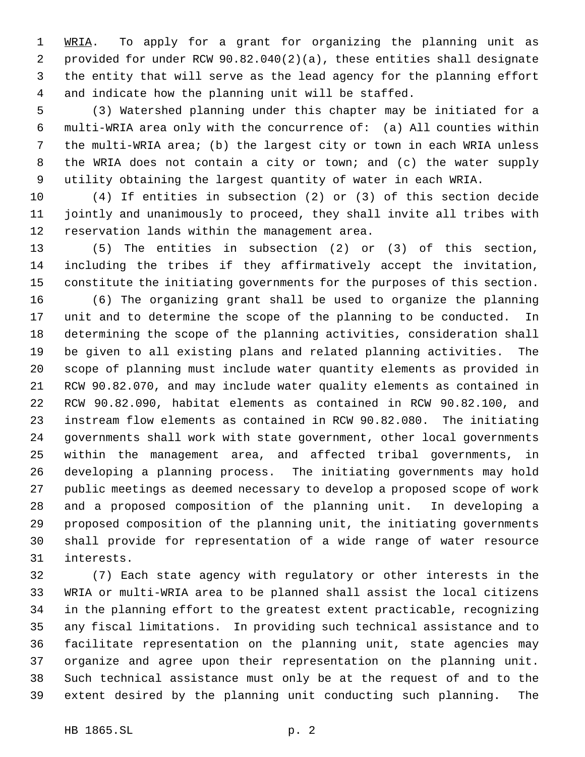WRIA. To apply for a grant for organizing the planning unit as provided for under RCW 90.82.040(2)(a), these entities shall designate the entity that will serve as the lead agency for the planning effort and indicate how the planning unit will be staffed.

(3) Watershed planning under this chapter may be initiated for a multi-WRIA area only with the concurrence of: (a) All counties within the multi-WRIA area; (b) the largest city or town in each WRIA unless the WRIA does not contain a city or town; and (c) the water supply utility obtaining the largest quantity of water in each WRIA.

(4) If entities in subsection (2) or (3) of this section decide jointly and unanimously to proceed, they shall invite all tribes with reservation lands within the management area.

(5) The entities in subsection (2) or (3) of this section, including the tribes if they affirmatively accept the invitation, constitute the initiating governments for the purposes of this section.

(6) The organizing grant shall be used to organize the planning unit and to determine the scope of the planning to be conducted. In determining the scope of the planning activities, consideration shall be given to all existing plans and related planning activities. The scope of planning must include water quantity elements as provided in RCW 90.82.070, and may include water quality elements as contained in RCW 90.82.090, habitat elements as contained in RCW 90.82.100, and instream flow elements as contained in RCW 90.82.080. The initiating governments shall work with state government, other local governments within the management area, and affected tribal governments, in developing a planning process. The initiating governments may hold public meetings as deemed necessary to develop a proposed scope of work and a proposed composition of the planning unit. In developing a proposed composition of the planning unit, the initiating governments shall provide for representation of a wide range of water resource interests.

(7) Each state agency with regulatory or other interests in the WRIA or multi-WRIA area to be planned shall assist the local citizens in the planning effort to the greatest extent practicable, recognizing any fiscal limitations. In providing such technical assistance and to facilitate representation on the planning unit, state agencies may organize and agree upon their representation on the planning unit. Such technical assistance must only be at the request of and to the extent desired by the planning unit conducting such planning. The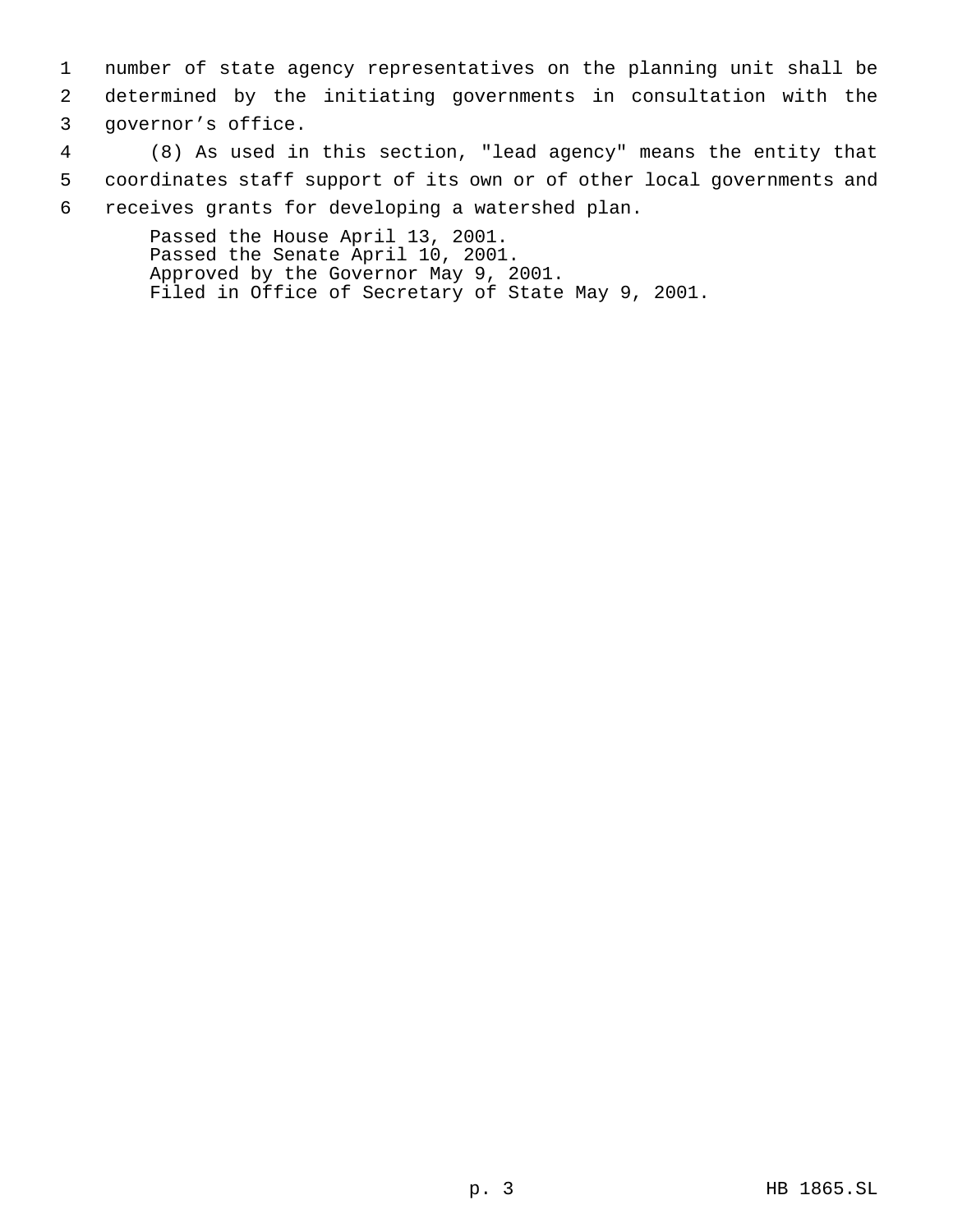number of state agency representatives on the planning unit shall be determined by the initiating governments in consultation with the governor's office.

(8) As used in this section, "lead agency" means the entity that coordinates staff support of its own or of other local governments and receives grants for developing a watershed plan.

Passed the House April 13, 2001.
Passed the Senate April 10, 2001.
Approved by the Governor May 9, 2001.
Filed in Office of Secretary of State May 9, 2001.